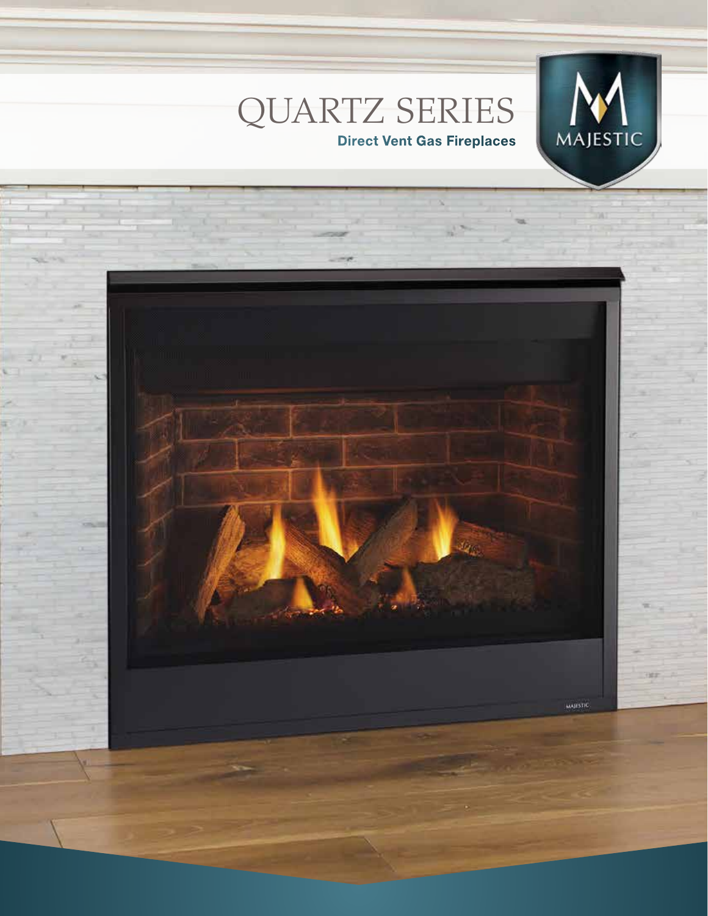# QUARTZ SERIES

**Direct Vent Gas Fireplaces**

MAJESTIC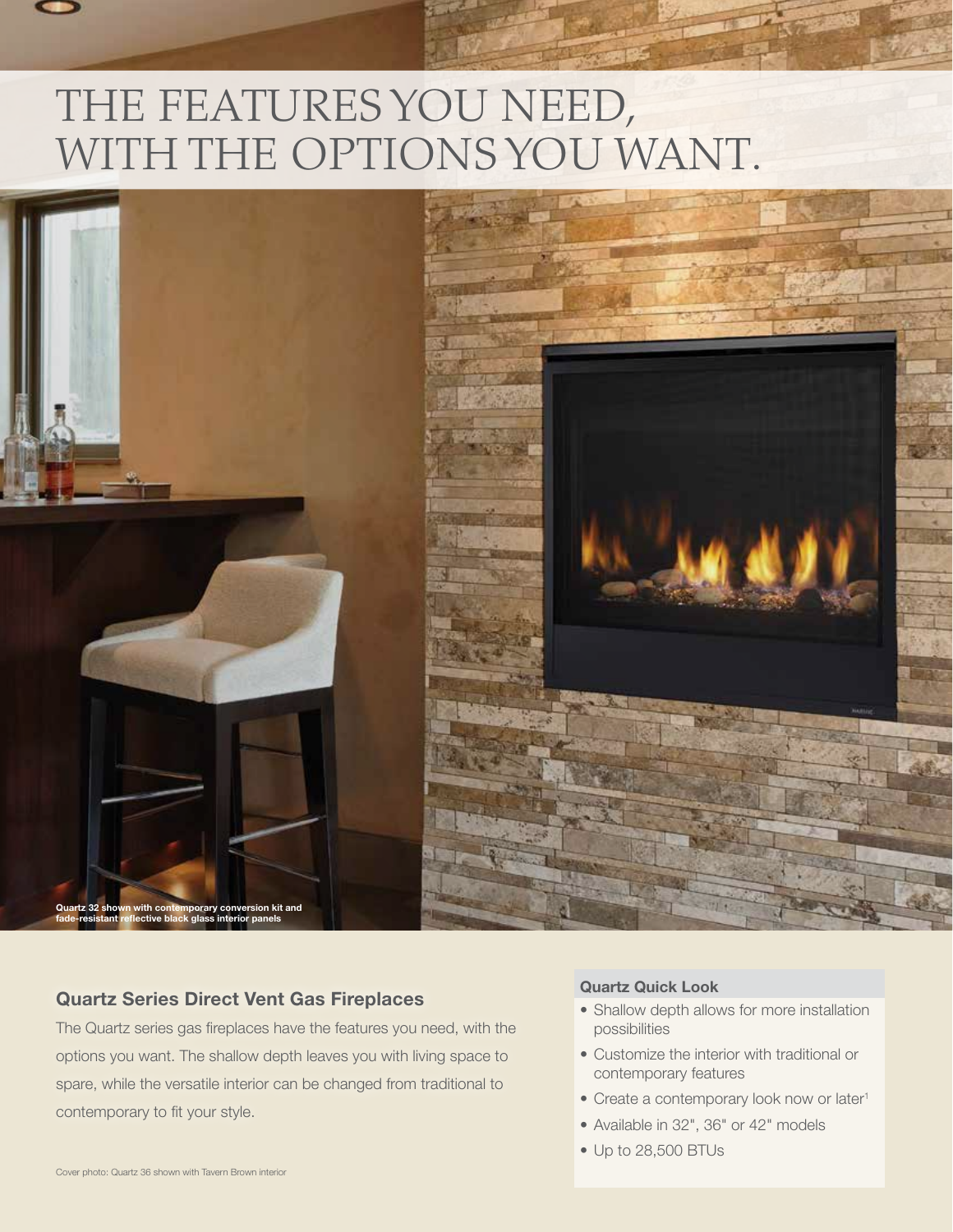# THE FEATURES YOU NEED, WITH THE OPTIONS YOU WANT.

Quartz 32 shown with contemporary conversion kit and fade-resistant reflective black glass interior panels

## Quartz Series Direct Vent Gas Fireplaces

The Quartz series gas fireplaces have the features you need, with the options you want. The shallow depth leaves you with living space to spare, while the versatile interior can be changed from traditional to contemporary to fit your style.

Cover photo: Quartz 36 shown with Tavern Brown interior

### Quartz Quick Look

- Shallow depth allows for more installation possibilities
- Customize the interior with traditional or contemporary features
- Create a contemporary look now or later[1]
- Available in 32", 36" or 42" models
- Up to 28,500 BTUs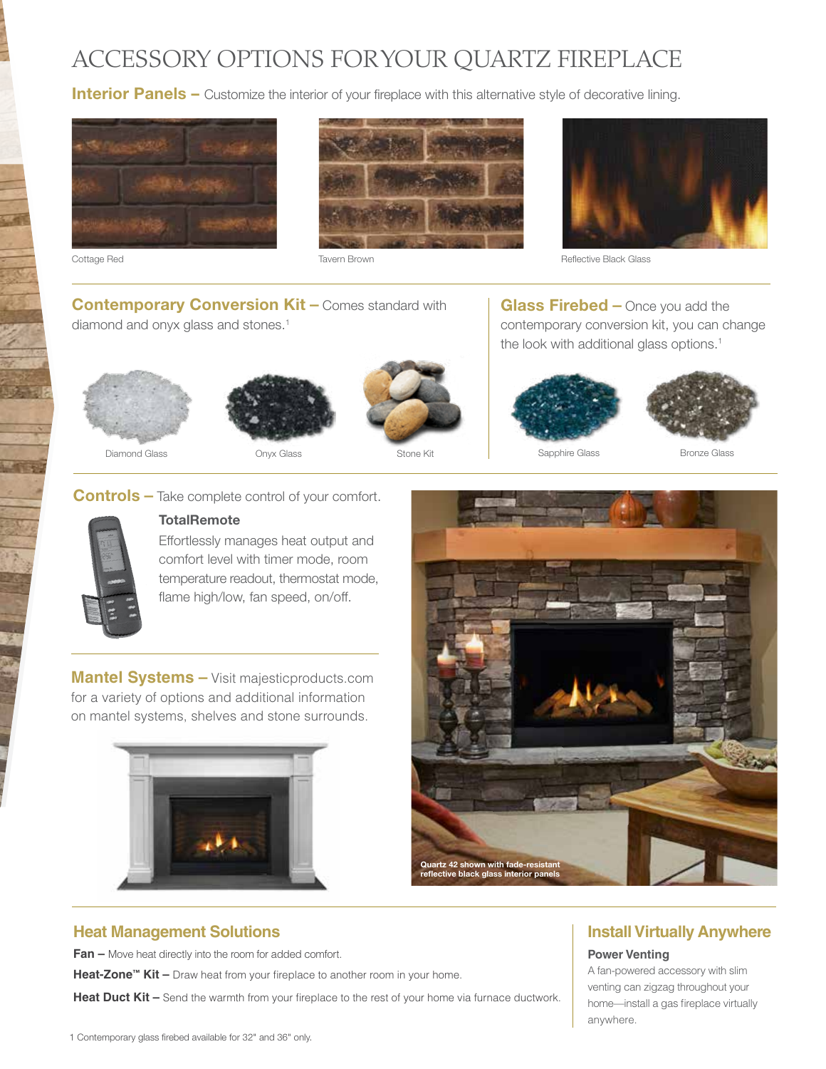# ACCESSORY OPTIONS FORYOUR QUARTZ FIREPLACE

**Interior Panels –** Customize the interior of your fireplace with this alternative style of decorative lining.

Cottage Red

Tavern Brown

Reflective Black Glass

**Contemporary Conversion Kit –** Comes standard with diamond and onyx glass and stones.[1]

Diamond Glass

Onyx Glass

Stone Kit

**Glass Firebed –** Once you add the contemporary conversion kit, you can change the look with additional glass options.[1]

Sapphire Glass

Bronze Glass

**Controls –** Take complete control of your comfort.

**TotalRemote**

Effortlessly manages heat output and comfort level with timer mode, room temperature readout, thermostat mode, flame high/low, fan speed, on/off.

**Mantel Systems –** Visit majesticproducts.com for a variety of options and additional information on mantel systems, shelves and stone surrounds.

Quartz 42 shown with fade-resistant reflective black glass interior panels

## Heat Management Solutions

**Fan –** Move heat directly into the room for added comfort.

**Heat-Zone™ Kit –** Draw heat from your fireplace to another room in your home.

**Heat Duct Kit –** Send the warmth from your fireplace to the rest of your home via furnace ductwork.

## Install Virtually Anywhere

**Power Venting**

A fan-powered accessory with slim venting can zigzag throughout your home—install a gas fireplace virtually anywhere.

1 Contemporary glass firebed available for 32" and 36" only.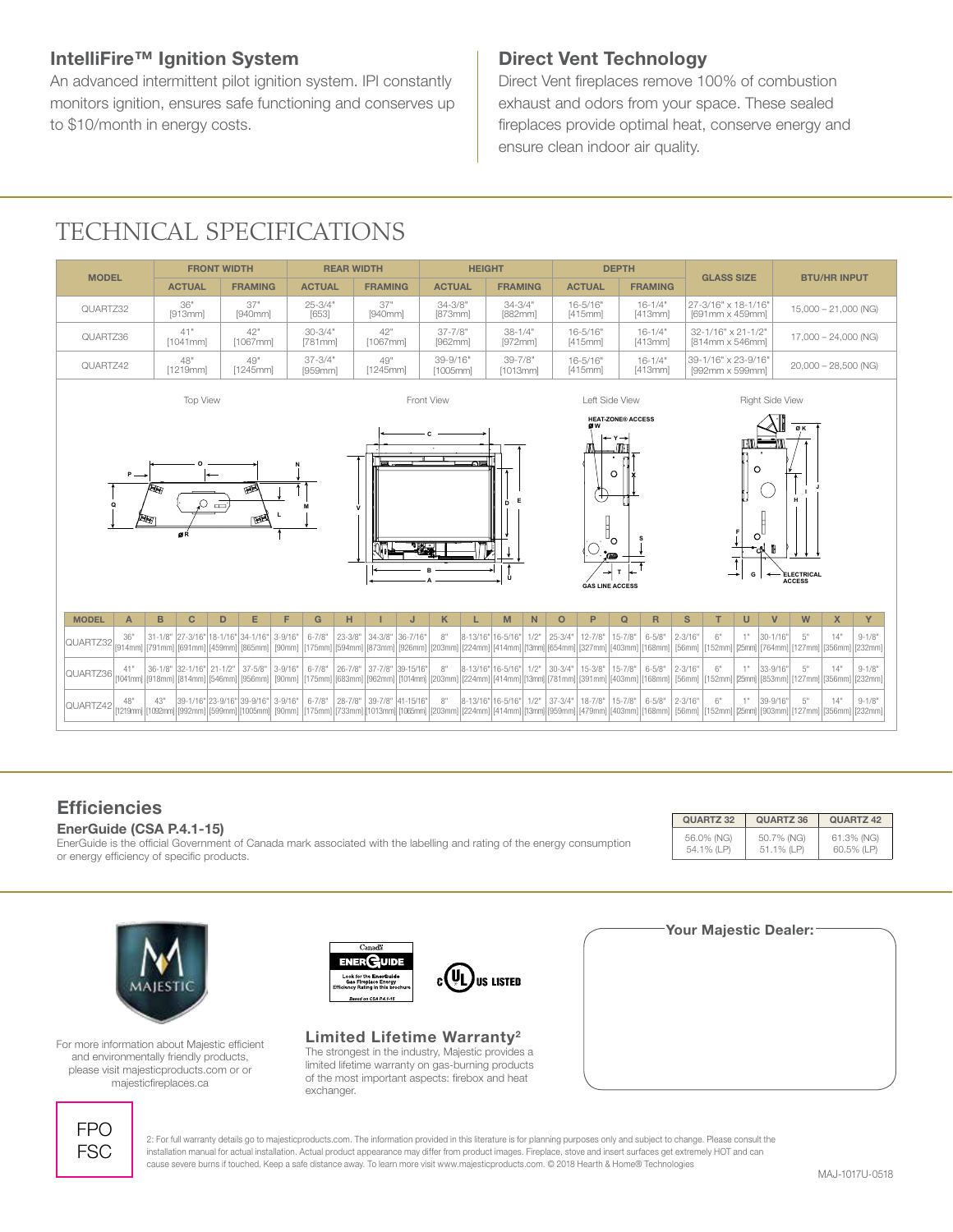### IntelliFire™ Ignition System

An advanced intermittent pilot ignition system. IPI constantly monitors ignition, ensures safe functioning and conserves up to $10/month in energy costs.

### Direct Vent Technology

Direct Vent fireplaces remove 100% of combustion exhaust and odors from your space. These sealed fireplaces provide optimal heat, conserve energy and ensure clean indoor air quality.

# TECHNICAL SPECIFICATIONS

| MODEL | FRONT WIDTH | | REAR WIDTH | | HEIGHT | | DEPTH | | GLASS SIZE | BTU/HR INPUT |
|---|---|---|---|---|---|---|---|---|---|---|
| | ACTUAL | FRAMING | ACTUAL | FRAMING | ACTUAL | FRAMING | ACTUAL | FRAMING | | |
| QUARTZ32 | 36" [913mm] | 37" [940mm] | 25-3/4" [653] | 37" [940mm] | 34-3/8" [873mm] | 34-3/4" [882mm] | 16-5/16" [415mm] | 16-1/4" [413mm] | 27-3/16" x 18-1/16" [691mm x 459mm] | 15,000 – 21,000 (NG) |
| QUARTZ36 | 41" [1041mm] | 42" [1067mm] | 30-3/4" [781mm] | 42" [1067mm] | 37-7/8" [962mm] | 38-1/4" [972mm] | 16-5/16" [415mm] | 16-1/4" [413mm] | 32-1/16" x 21-1/2" [814mm x 546mm] | 17,000 – 24,000 (NG) |
| QUARTZ42 | 48" [1219mm] | 49" [1245mm] | 37-3/4" [959mm] | 49" [1245mm] | 39-9/16" [1005mm] | 39-7/8" [1013mm] | 16-5/16" [415mm] | 16-1/4" [413mm] | 39-1/16" x 23-9/16" [992mm x 599mm] | 20,000 – 28,500 (NG) |

Top View

Front View

Left Side View

HEAT-ZONE® ACCESS

GAS LINE ACCESS

Right Side View

ELECTRICAL ACCESS

| MODEL | A | B | C | D | E | F | G | H | I | J | K | L | M | N | O | P | Q | R | S | T | U | V | W | X | Y |
|---|---|---|---|---|---|---|---|---|---|---|---|---|---|---|---|---|---|---|---|---|---|---|---|---|---|
| QUARTZ32 | 36" [914mm] | 31-1/8" [791mm] | 27-3/16" [691mm] | 18-1/16" [459mm] | 34-1/16" [865mm] | 3-9/16" [90mm] | 6-7/8" [175mm] | 23-3/8" [594mm] | 34-3/8" [873mm] | 36-7/16" [926mm] | 8" [203mm] | 8-13/16" [224mm] | 16-5/16" [414mm] | 1/2" [13mm] | 25-3/4" [654mm] | 12-7/8" [327mm] | 15-7/8" [403mm] | 6-5/8" [168mm] | 2-3/16" [56mm] | 6" [152mm] | 1" [25mm] | 30-1/16" [764mm] | 5" [127mm] | 14" [356mm] | 9-1/8" [232mm] |
| QUARTZ36 | 41" [1041mm] | 36-1/8" [918mm] | 32-1/16" [814mm] | 21-1/2" [546mm] | 37-5/8" [956mm] | 3-9/16" [90mm] | 6-7/8" [175mm] | 26-7/8" [683mm] | 37-7/8" [962mm] | 39-15/16" [1014mm] | 8" [203mm] | 8-13/16" [224mm] | 16-5/16" [414mm] | 1/2" [13mm] | 30-3/4" [781mm] | 15-3/8" [391mm] | 15-7/8" [403mm] | 6-5/8" [168mm] | 2-3/16" [56mm] | 6" [152mm] | 1" [25mm] | 33-9/16" [853mm] | 5" [127mm] | 14" [356mm] | 9-1/8" [232mm] |
| QUARTZ42 | 48" [1219mm] | 43" [1092mm] | 39-1/16" [992mm] | 23-9/16" [599mm] | 39-9/16" [1005mm] | 3-9/16" [90mm] | 6-7/8" [175mm] | 28-7/8" [733mm] | 39-7/8" [1013mm] | 41-15/16" [1065mm] | 8" [203mm] | 8-13/16" [224mm] | 16-5/16" [414mm] | 1/2" [13mm] | 37-3/4" [959mm] | 18-7/8" [479mm] | 15-7/8" [403mm] | 6-5/8" [168mm] | 2-3/16" [56mm] | 6" [152mm] | 1" [25mm] | 35-9/16" [903mm] | 5" [127mm] | 14" [356mm] | 9-1/8" [232mm] |

## Efficiencies

**EnerGuide (CSA P.4.1-15)**

EnerGuide is the official Government of Canada mark associated with the labelling and rating of the energy consumption or energy efficiency of specific products.

| QUARTZ 32 | QUARTZ 36 | QUARTZ 42 |
|---|---|---|
| 56.0% (NG) 54.1% (LP) | 50.7% (NG) 51.1% (LP) | 61.3% (NG) 60.5% (LP) |

MAJESTIC

For more information about Majestic efficient and environmentally friendly products, please visit majesticproducts.com or or majesticfireplaces.ca

Canada ENERGUIDE Look for the EnerGuide Gas Fireplace Energy Efficiency Rating in this brochure. Based on CSA P.4.1-15

c UL US LISTED

### Limited Lifetime Warranty[2]

The strongest in the industry, Majestic provides a limited lifetime warranty on gas-burning products of the most important aspects: firebox and heat exchanger.

**Your Majestic Dealer:**

FPO FSC

2: For full warranty details go to majesticproducts.com. The information provided in this literature is for planning purposes only and subject to change. Please consult the installation manual for actual installation. Actual product appearance may differ from product images. Fireplace, stove and insert surfaces get extremely HOT and can cause severe burns if touched. Keep a safe distance away. To learn more visit www.majesticproducts.com. © 2018 Hearth & Home® Technologies

MAJ-1017U-0518